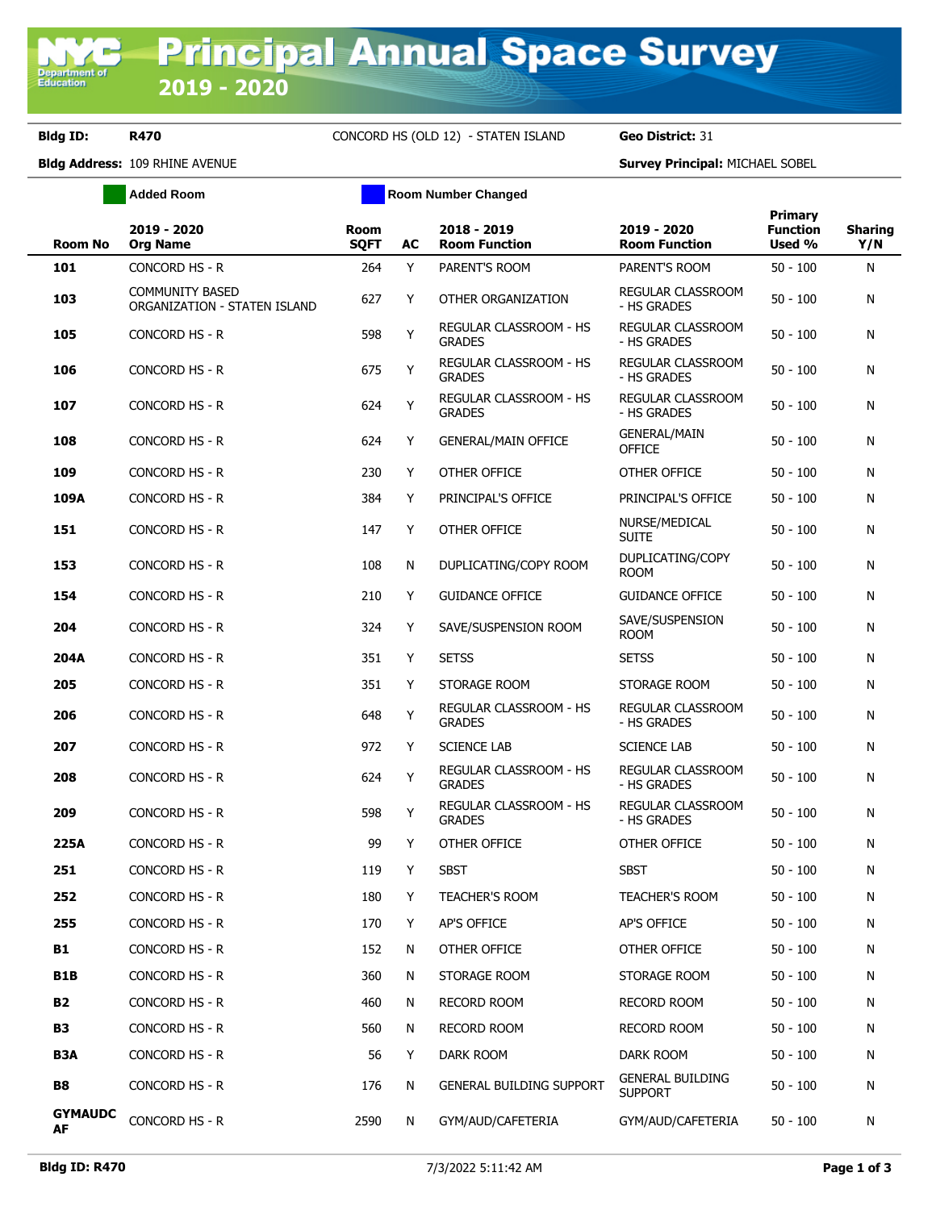# Principal Annual Space Survey

## 2019 - 2020

**Bldg ID:** R470 CONCORD HS (OLD 12) - STATEN ISLAND **Geo District:** 31

**Bldg Address:** 109 RHINE AVENUE **Survey Principal:** MICHAEL SOBEL

Added Room | Room Number Changed

| Room No | 2019 - 2020 Org Name | Room SQFT | AC | 2018 - 2019 Room Function | 2019 - 2020 Room Function | Primary Function Used % | Sharing Y/N |
|---|---|---|---|---|---|---|---|
| 101 | CONCORD HS - R | 264 | Y | PARENT'S ROOM | PARENT'S ROOM | 50 - 100 | N |
| 103 | COMMUNITY BASED ORGANIZATION - STATEN ISLAND | 627 | Y | OTHER ORGANIZATION | REGULAR CLASSROOM - HS GRADES | 50 - 100 | N |
| 105 | CONCORD HS - R | 598 | Y | REGULAR CLASSROOM - HS GRADES | REGULAR CLASSROOM - HS GRADES | 50 - 100 | N |
| 106 | CONCORD HS - R | 675 | Y | REGULAR CLASSROOM - HS GRADES | REGULAR CLASSROOM - HS GRADES | 50 - 100 | N |
| 107 | CONCORD HS - R | 624 | Y | REGULAR CLASSROOM - HS GRADES | REGULAR CLASSROOM - HS GRADES | 50 - 100 | N |
| 108 | CONCORD HS - R | 624 | Y | GENERAL/MAIN OFFICE | GENERAL/MAIN OFFICE | 50 - 100 | N |
| 109 | CONCORD HS - R | 230 | Y | OTHER OFFICE | OTHER OFFICE | 50 - 100 | N |
| 109A | CONCORD HS - R | 384 | Y | PRINCIPAL'S OFFICE | PRINCIPAL'S OFFICE | 50 - 100 | N |
| 151 | CONCORD HS - R | 147 | Y | OTHER OFFICE | NURSE/MEDICAL SUITE | 50 - 100 | N |
| 153 | CONCORD HS - R | 108 | N | DUPLICATING/COPY ROOM | DUPLICATING/COPY ROOM | 50 - 100 | N |
| 154 | CONCORD HS - R | 210 | Y | GUIDANCE OFFICE | GUIDANCE OFFICE | 50 - 100 | N |
| 204 | CONCORD HS - R | 324 | Y | SAVE/SUSPENSION ROOM | SAVE/SUSPENSION ROOM | 50 - 100 | N |
| 204A | CONCORD HS - R | 351 | Y | SETSS | SETSS | 50 - 100 | N |
| 205 | CONCORD HS - R | 351 | Y | STORAGE ROOM | STORAGE ROOM | 50 - 100 | N |
| 206 | CONCORD HS - R | 648 | Y | REGULAR CLASSROOM - HS GRADES | REGULAR CLASSROOM - HS GRADES | 50 - 100 | N |
| 207 | CONCORD HS - R | 972 | Y | SCIENCE LAB | SCIENCE LAB | 50 - 100 | N |
| 208 | CONCORD HS - R | 624 | Y | REGULAR CLASSROOM - HS GRADES | REGULAR CLASSROOM - HS GRADES | 50 - 100 | N |
| 209 | CONCORD HS - R | 598 | Y | REGULAR CLASSROOM - HS GRADES | REGULAR CLASSROOM - HS GRADES | 50 - 100 | N |
| 225A | CONCORD HS - R | 99 | Y | OTHER OFFICE | OTHER OFFICE | 50 - 100 | N |
| 251 | CONCORD HS - R | 119 | Y | SBST | SBST | 50 - 100 | N |
| 252 | CONCORD HS - R | 180 | Y | TEACHER'S ROOM | TEACHER'S ROOM | 50 - 100 | N |
| 255 | CONCORD HS - R | 170 | Y | AP'S OFFICE | AP'S OFFICE | 50 - 100 | N |
| B1 | CONCORD HS - R | 152 | N | OTHER OFFICE | OTHER OFFICE | 50 - 100 | N |
| B1B | CONCORD HS - R | 360 | N | STORAGE ROOM | STORAGE ROOM | 50 - 100 | N |
| B2 | CONCORD HS - R | 460 | N | RECORD ROOM | RECORD ROOM | 50 - 100 | N |
| B3 | CONCORD HS - R | 560 | N | RECORD ROOM | RECORD ROOM | 50 - 100 | N |
| B3A | CONCORD HS - R | 56 | Y | DARK ROOM | DARK ROOM | 50 - 100 | N |
| B8 | CONCORD HS - R | 176 | N | GENERAL BUILDING SUPPORT | GENERAL BUILDING SUPPORT | 50 - 100 | N |
| GYMAUDCAF | CONCORD HS - R | 2590 | N | GYM/AUD/CAFETERIA | GYM/AUD/CAFETERIA | 50 - 100 | N |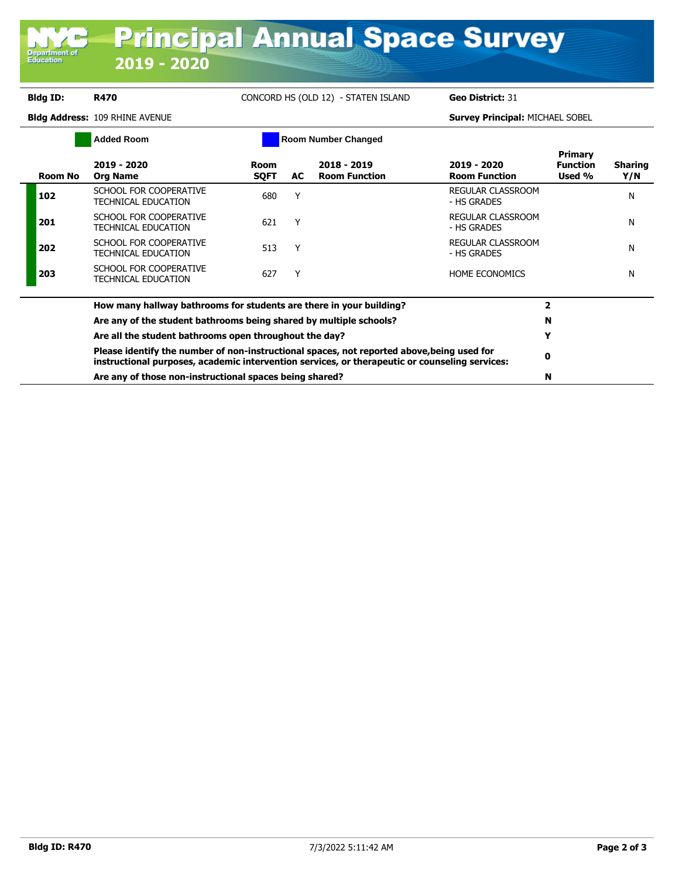# Principal Annual Space Survey

## 2019 - 2020

**Bldg ID:** R470 &nbsp;&nbsp; CONCORD HS (OLD 12) - STATEN ISLAND &nbsp;&nbsp; **Geo District:** 31

**Bldg Address:** 109 RHINE AVENUE &nbsp;&nbsp; **Survey Principal:** MICHAEL SOBEL

Added Room &nbsp;&nbsp; Room Number Changed

| Room No | 2019 - 2020 Org Name | Room SQFT | AC | 2018 - 2019 Room Function | 2019 - 2020 Room Function | Primary Function Used % | Sharing Y/N |
|---|---|---|---|---|---|---|---|
| 102 | SCHOOL FOR COOPERATIVE TECHNICAL EDUCATION | 680 | Y | | REGULAR CLASSROOM - HS GRADES | | N |
| 201 | SCHOOL FOR COOPERATIVE TECHNICAL EDUCATION | 621 | Y | | REGULAR CLASSROOM - HS GRADES | | N |
| 202 | SCHOOL FOR COOPERATIVE TECHNICAL EDUCATION | 513 | Y | | REGULAR CLASSROOM - HS GRADES | | N |
| 203 | SCHOOL FOR COOPERATIVE TECHNICAL EDUCATION | 627 | Y | | HOME ECONOMICS | | N |

| Question | Answer |
|---|---|
| **How many hallway bathrooms for students are there in your building?** | 2 |
| **Are any of the student bathrooms being shared by multiple schools?** | N |
| **Are all the student bathrooms open throughout the day?** | Y |
| **Please identify the number of non-instructional spaces, not reported above,being used for instructional purposes, academic intervention services, or therapeutic or counseling services:** | 0 |
| **Are any of those non-instructional spaces being shared?** | N |

**Bldg ID: R470** &nbsp;&nbsp; 7/3/2022 5:11:42 AM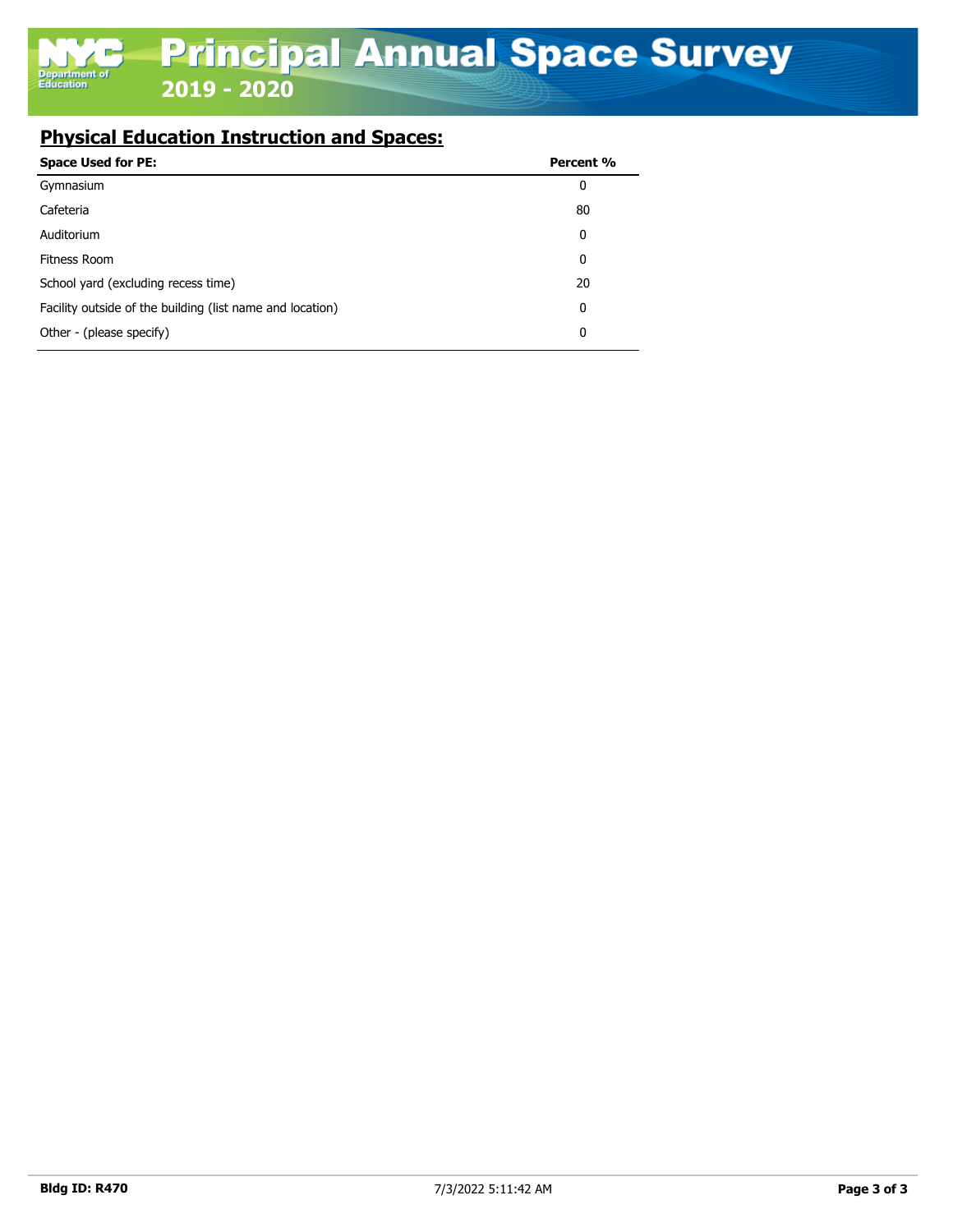## Physical Education Instruction and Spaces:

| Space Used for PE: | Percent % |
| --- | --- |
| Gymnasium | 0 |
| Cafeteria | 80 |
| Auditorium | 0 |
| Fitness Room | 0 |
| School yard (excluding recess time) | 20 |
| Facility outside of the building (list name and location) | 0 |
| Other - (please specify) | 0 |